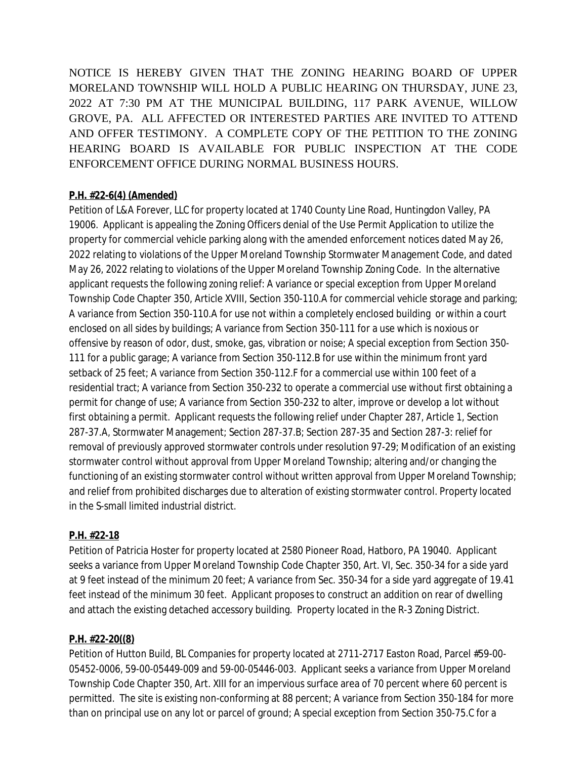NOTICE IS HEREBY GIVEN THAT THE ZONING HEARING BOARD OF UPPER MORELAND TOWNSHIP WILL HOLD A PUBLIC HEARING ON THURSDAY, JUNE 23, 2022 AT 7:30 PM AT THE MUNICIPAL BUILDING, 117 PARK AVENUE, WILLOW GROVE, PA. ALL AFFECTED OR INTERESTED PARTIES ARE INVITED TO ATTEND AND OFFER TESTIMONY. A COMPLETE COPY OF THE PETITION TO THE ZONING HEARING BOARD IS AVAILABLE FOR PUBLIC INSPECTION AT THE CODE ENFORCEMENT OFFICE DURING NORMAL BUSINESS HOURS.

**P.H. #22-6(4) (Amended)**

Petition of L&A Forever, LLC for property located at 1740 County Line Road, Huntingdon Valley, PA 19006. Applicant is appealing the Zoning Officers denial of the Use Permit Application to utilize the property for commercial vehicle parking along with the amended enforcement notices dated May 26, 2022 relating to violations of the Upper Moreland Township Stormwater Management Code, and dated May 26, 2022 relating to violations of the Upper Moreland Township Zoning Code. In the alternative applicant requests the following zoning relief: A variance or special exception from Upper Moreland Township Code Chapter 350, Article XVIII, Section 350-110.A for commercial vehicle storage and parking; A variance from Section 350-110.A for use not within a completely enclosed building or within a court enclosed on all sides by buildings; A variance from Section 350-111 for a use which is noxious or offensive by reason of odor, dust, smoke, gas, vibration or noise; A special exception from Section 350-111 for a public garage; A variance from Section 350-112.B for use within the minimum front yard setback of 25 feet; A variance from Section 350-112.F for a commercial use within 100 feet of a residential tract; A variance from Section 350-232 to operate a commercial use without first obtaining a permit for change of use; A variance from Section 350-232 to alter, improve or develop a lot without first obtaining a permit. Applicant requests the following relief under Chapter 287, Article 1, Section 287-37.A, Stormwater Management; Section 287-37.B; Section 287-35 and Section 287-3: relief for removal of previously approved stormwater controls under resolution 97-29; Modification of an existing stormwater control without approval from Upper Moreland Township; altering and/or changing the functioning of an existing stormwater control without written approval from Upper Moreland Township; and relief from prohibited discharges due to alteration of existing stormwater control. Property located in the S-small limited industrial district.

**P.H. #22-18**

Petition of Patricia Hoster for property located at 2580 Pioneer Road, Hatboro, PA 19040. Applicant seeks a variance from Upper Moreland Township Code Chapter 350, Art. VI, Sec. 350-34 for a side yard at 9 feet instead of the minimum 20 feet; A variance from Sec. 350-34 for a side yard aggregate of 19.41 feet instead of the minimum 30 feet. Applicant proposes to construct an addition on rear of dwelling and attach the existing detached accessory building. Property located in the R-3 Zoning District.

**P.H. #22-20((8)**

Petition of Hutton Build, BL Companies for property located at 2711-2717 Easton Road, Parcel #59-00-05452-0006, 59-00-05449-009 and 59-00-05446-003. Applicant seeks a variance from Upper Moreland Township Code Chapter 350, Art. XIII for an impervious surface area of 70 percent where 60 percent is permitted. The site is existing non-conforming at 88 percent; A variance from Section 350-184 for more than on principal use on any lot or parcel of ground; A special exception from Section 350-75.C for a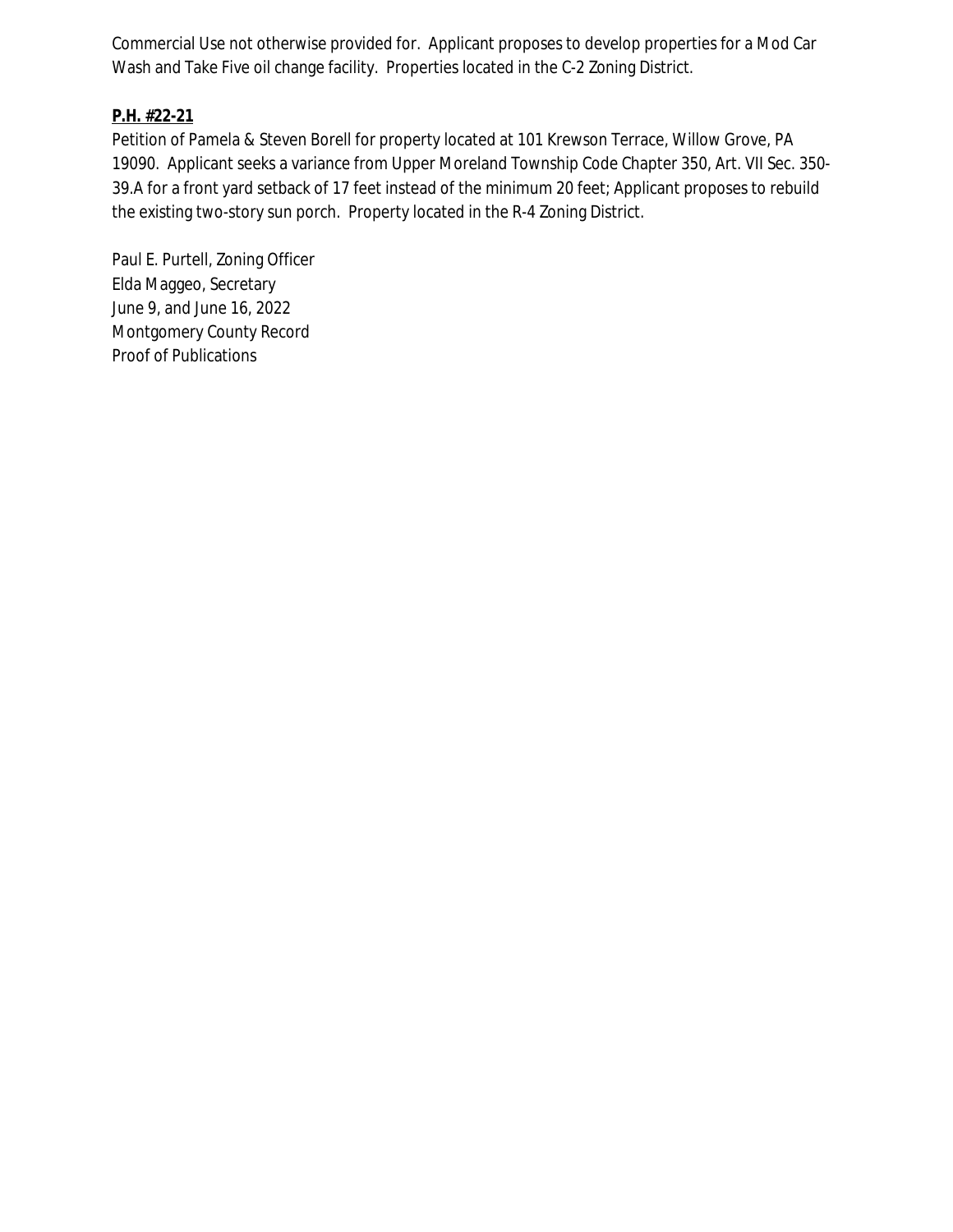Commercial Use not otherwise provided for. Applicant proposes to develop properties for a Mod Car Wash and Take Five oil change facility. Properties located in the C-2 Zoning District.

**P.H. #22-21**

Petition of Pamela & Steven Borell for property located at 101 Krewson Terrace, Willow Grove, PA 19090. Applicant seeks a variance from Upper Moreland Township Code Chapter 350, Art. VII Sec. 350-39.A for a front yard setback of 17 feet instead of the minimum 20 feet; Applicant proposes to rebuild the existing two-story sun porch. Property located in the R-4 Zoning District.

Paul E. Purtell, Zoning Officer
Elda Maggeo, Secretary
June 9, and June 16, 2022
Montgomery County Record
Proof of Publications